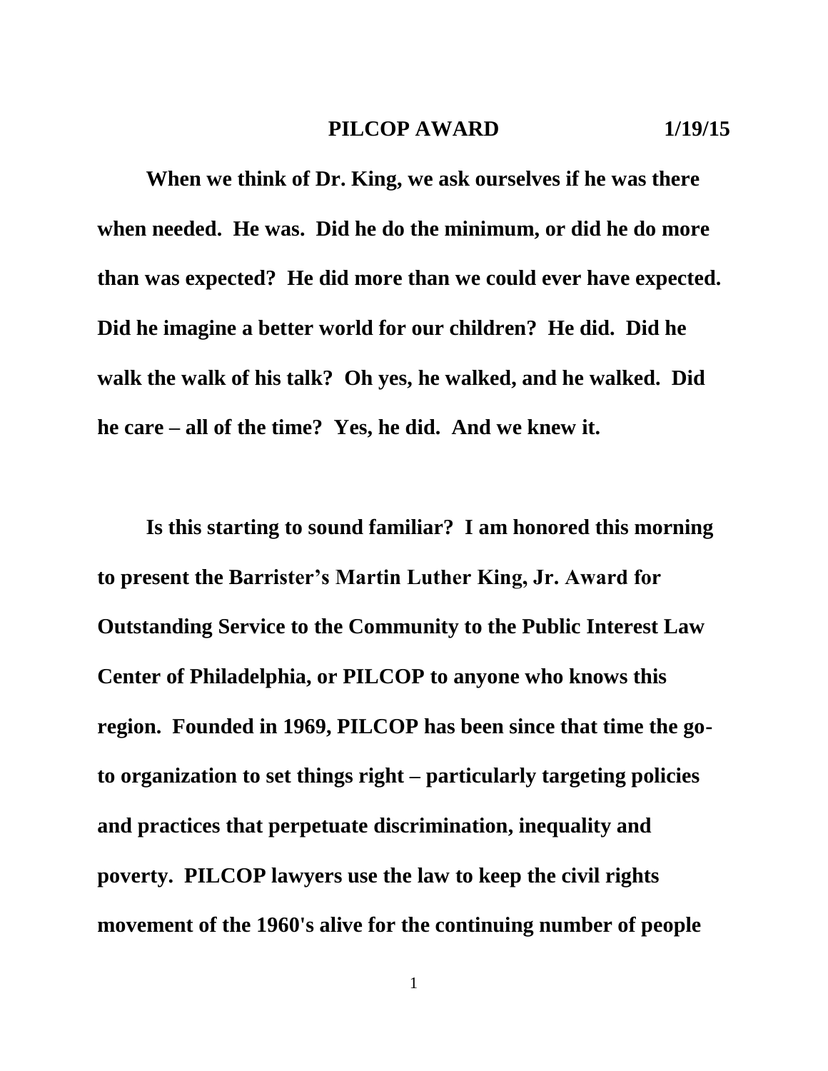**PILCOP AWARD 1/19/15**

**When we think of Dr. King, we ask ourselves if he was there when needed. He was. Did he do the minimum, or did he do more than was expected? He did more than we could ever have expected. Did he imagine a better world for our children? He did. Did he walk the walk of his talk? Oh yes, he walked, and he walked. Did he care – all of the time? Yes, he did. And we knew it.**

**Is this starting to sound familiar? I am honored this morning to present the Barrister's Martin Luther King, Jr. Award for Outstanding Service to the Community to the Public Interest Law Center of Philadelphia, or PILCOP to anyone who knows this region. Founded in 1969, PILCOP has been since that time the go-to organization to set things right – particularly targeting policies and practices that perpetuate discrimination, inequality and poverty. PILCOP lawyers use the law to keep the civil rights movement of the 1960's alive for the continuing number of people**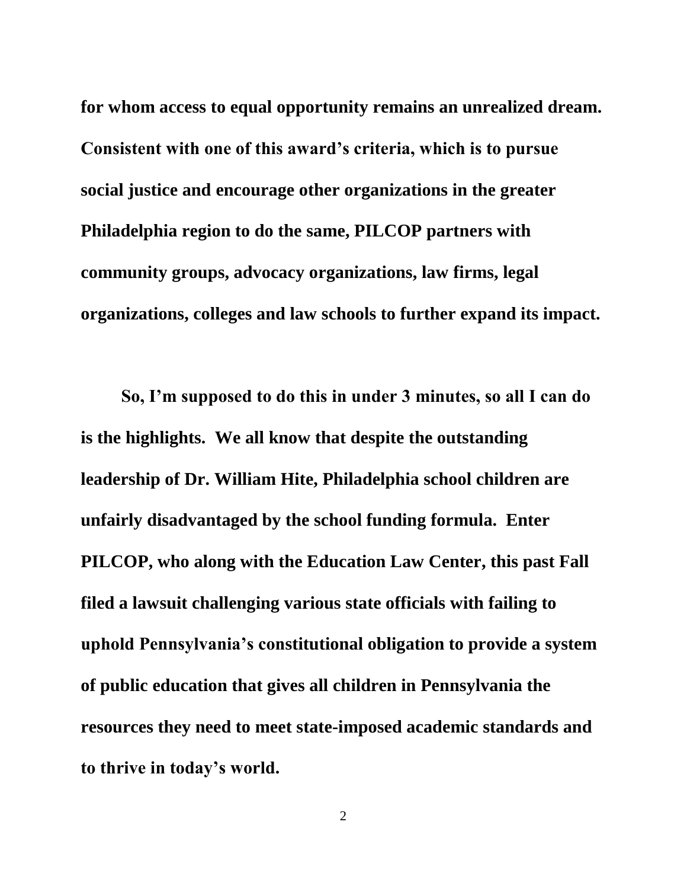**for whom access to equal opportunity remains an unrealized dream. Consistent with one of this award's criteria, which is to pursue social justice and encourage other organizations in the greater Philadelphia region to do the same, PILCOP partners with community groups, advocacy organizations, law firms, legal organizations, colleges and law schools to further expand its impact.**

**So, I'm supposed to do this in under 3 minutes, so all I can do is the highlights. We all know that despite the outstanding leadership of Dr. William Hite, Philadelphia school children are unfairly disadvantaged by the school funding formula. Enter PILCOP, who along with the Education Law Center, this past Fall filed a lawsuit challenging various state officials with failing to uphold Pennsylvania's constitutional obligation to provide a system of public education that gives all children in Pennsylvania the resources they need to meet state-imposed academic standards and to thrive in today's world.**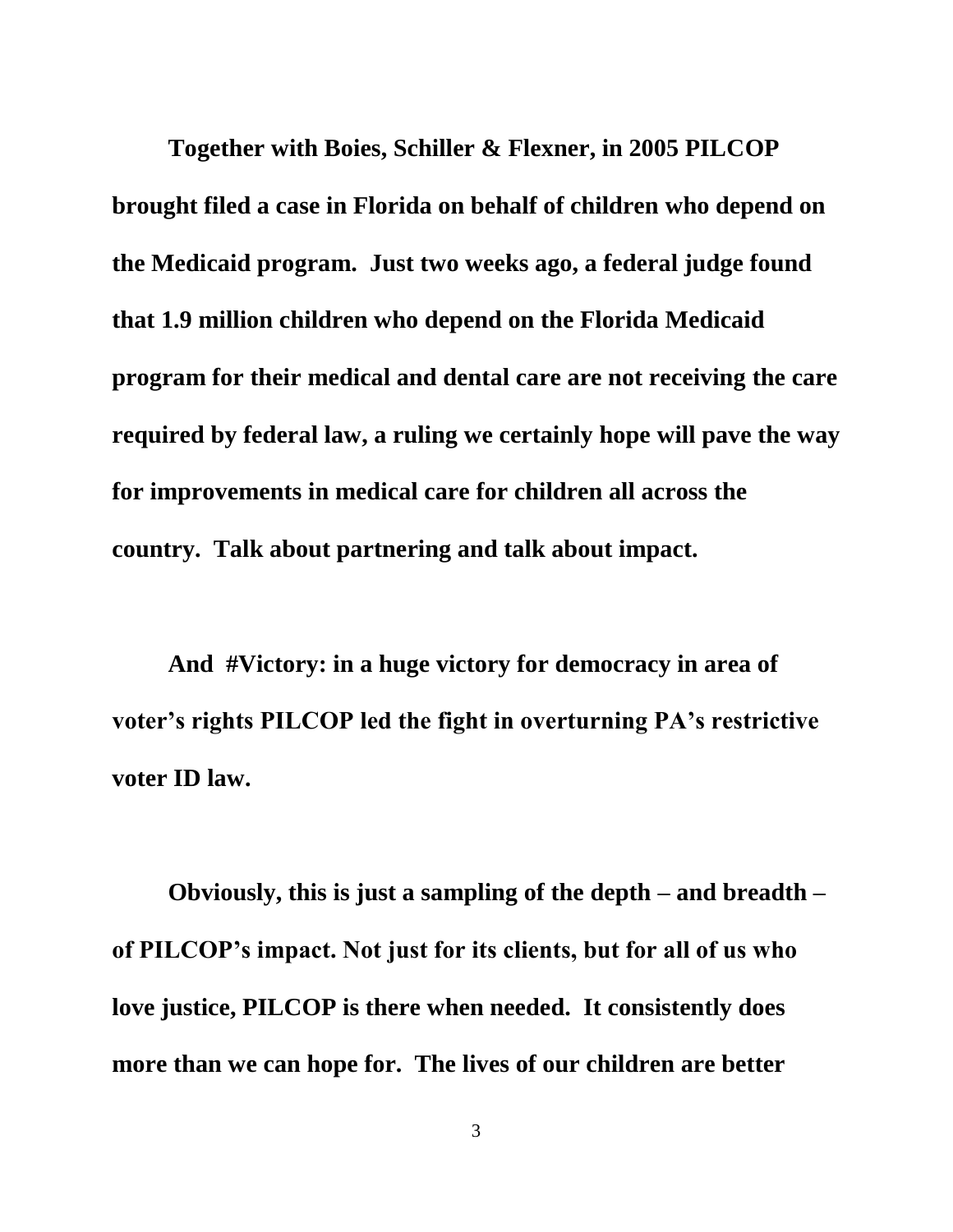**Together with Boies, Schiller & Flexner, in 2005 PILCOP brought filed a case in Florida on behalf of children who depend on the Medicaid program. Just two weeks ago, a federal judge found that 1.9 million children who depend on the Florida Medicaid program for their medical and dental care are not receiving the care required by federal law, a ruling we certainly hope will pave the way for improvements in medical care for children all across the country. Talk about partnering and talk about impact.**

**And #Victory: in a huge victory for democracy in area of voter's rights PILCOP led the fight in overturning PA's restrictive voter ID law.**

**Obviously, this is just a sampling of the depth – and breadth – of PILCOP's impact. Not just for its clients, but for all of us who love justice, PILCOP is there when needed. It consistently does more than we can hope for. The lives of our children are better**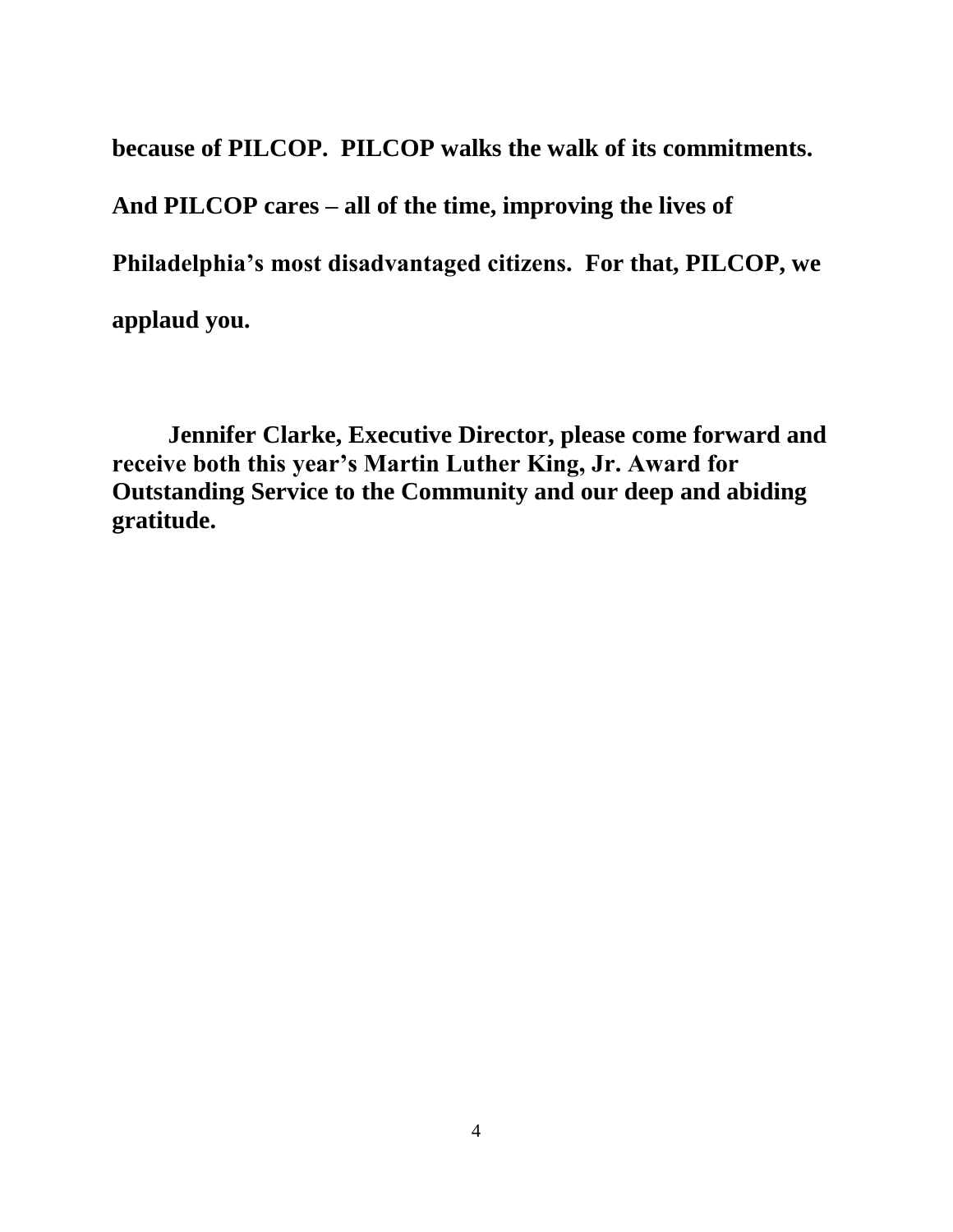**because of PILCOP. PILCOP walks the walk of its commitments. And PILCOP cares – all of the time, improving the lives of Philadelphia's most disadvantaged citizens. For that, PILCOP, we applaud you.**

**Jennifer Clarke, Executive Director, please come forward and receive both this year's Martin Luther King, Jr. Award for Outstanding Service to the Community and our deep and abiding gratitude.**